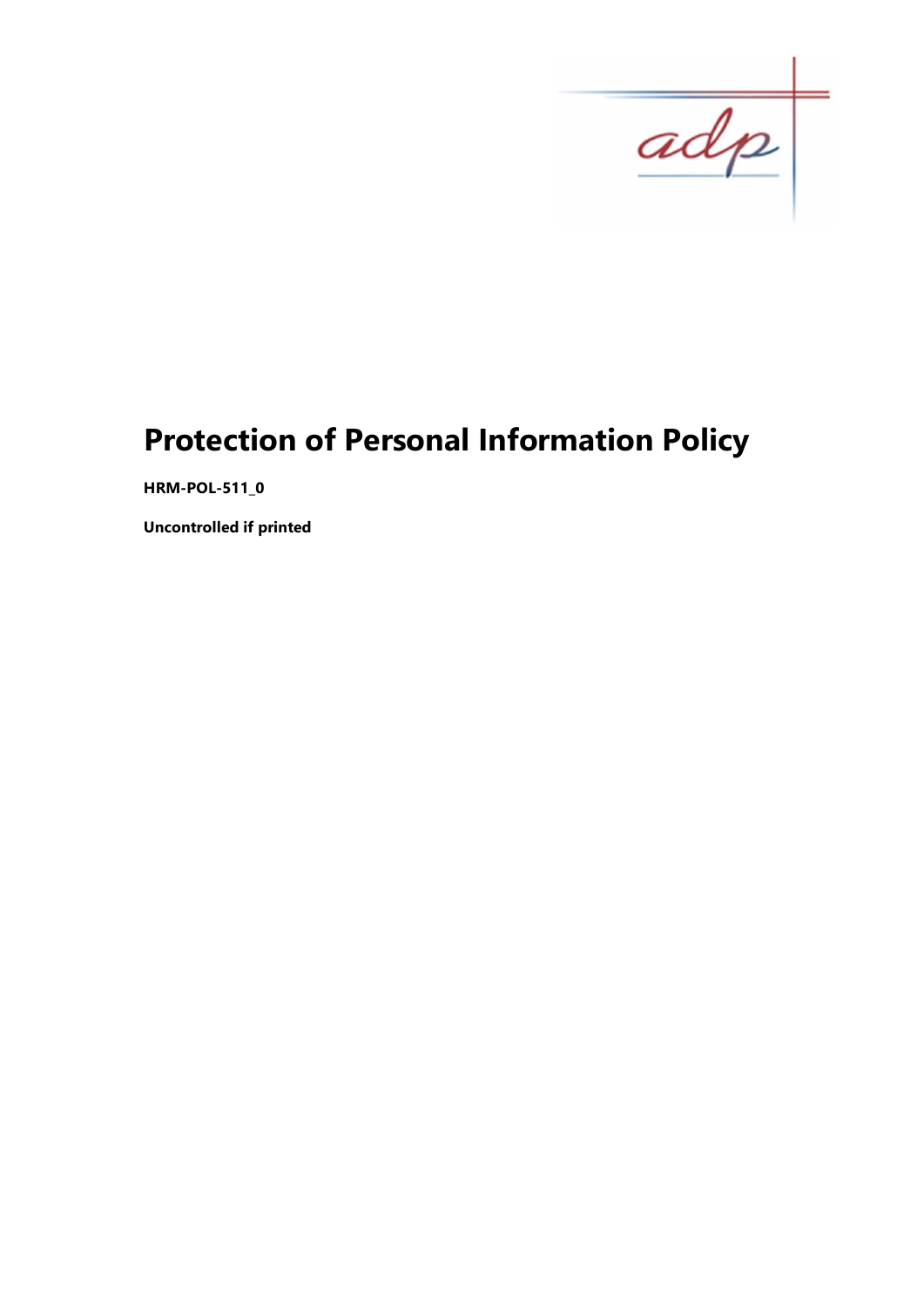# Protection of Personal Information Policy

**HRM-POL-511_0**

**Uncontrolled if printed**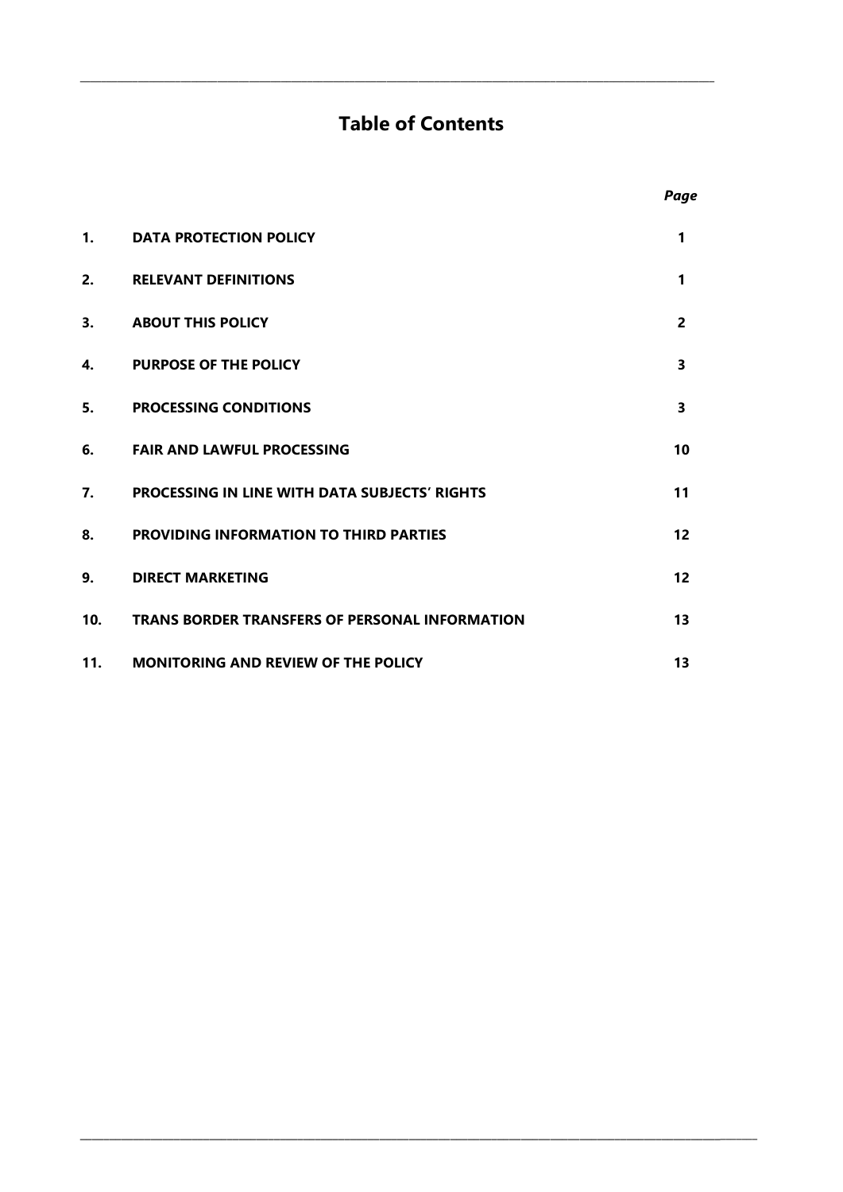# Table of Contents

| | | *Page* |
|---|---|---|
| **1.** | **DATA PROTECTION POLICY** | **1** |
| **2.** | **RELEVANT DEFINITIONS** | **1** |
| **3.** | **ABOUT THIS POLICY** | **2** |
| **4.** | **PURPOSE OF THE POLICY** | **3** |
| **5.** | **PROCESSING CONDITIONS** | **3** |
| **6.** | **FAIR AND LAWFUL PROCESSING** | **10** |
| **7.** | **PROCESSING IN LINE WITH DATA SUBJECTS' RIGHTS** | **11** |
| **8.** | **PROVIDING INFORMATION TO THIRD PARTIES** | **12** |
| **9.** | **DIRECT MARKETING** | **12** |
| **10.** | **TRANS BORDER TRANSFERS OF PERSONAL INFORMATION** | **13** |
| **11.** | **MONITORING AND REVIEW OF THE POLICY** | **13** |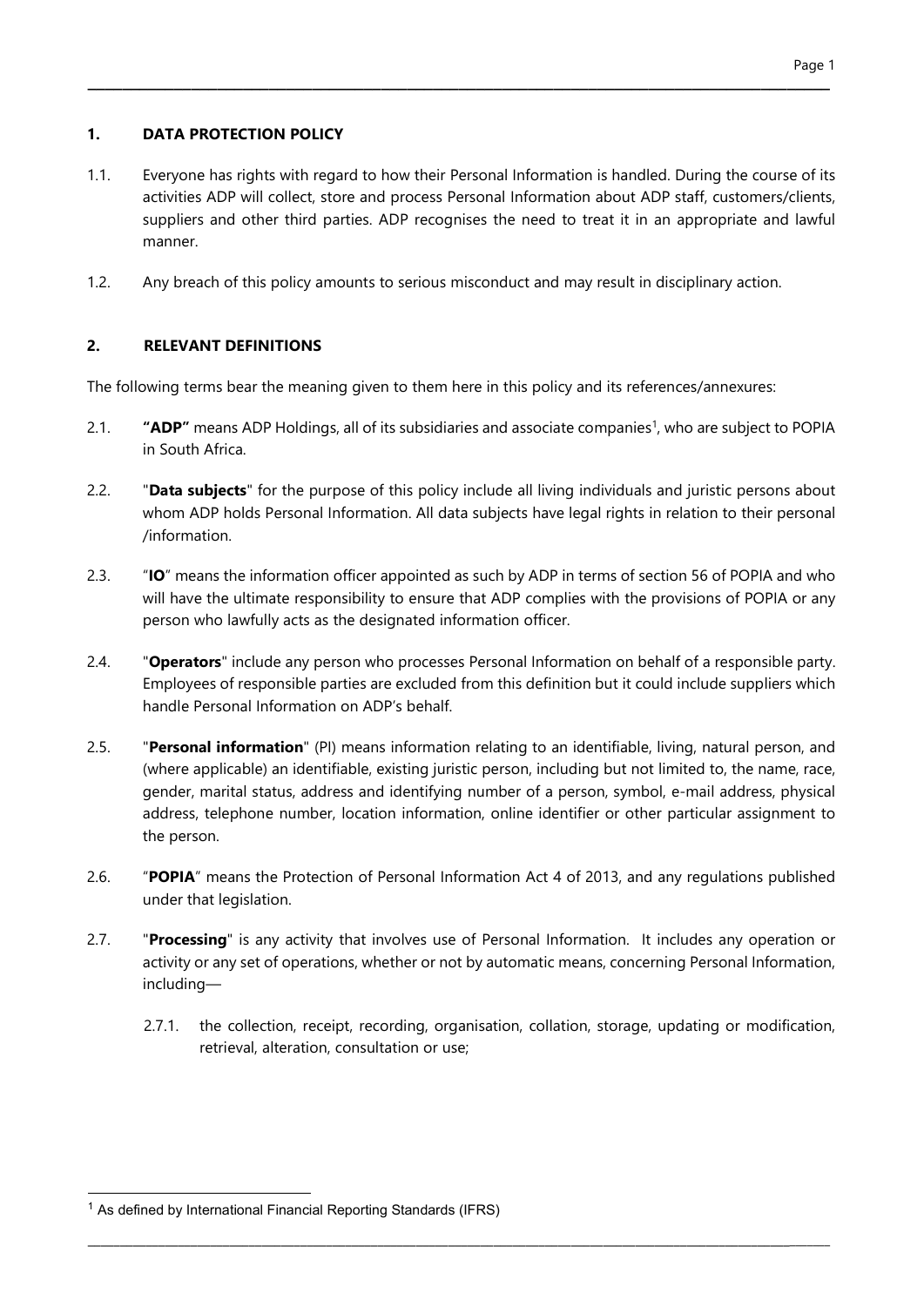## 1. DATA PROTECTION POLICY

1.1. Everyone has rights with regard to how their Personal Information is handled. During the course of its activities ADP will collect, store and process Personal Information about ADP staff, customers/clients, suppliers and other third parties. ADP recognises the need to treat it in an appropriate and lawful manner.

1.2. Any breach of this policy amounts to serious misconduct and may result in disciplinary action.

## 2. RELEVANT DEFINITIONS

The following terms bear the meaning given to them here in this policy and its references/annexures:

2.1. **"ADP"** means ADP Holdings, all of its subsidiaries and associate companies[1], who are subject to POPIA in South Africa.

2.2. "**Data subjects**" for the purpose of this policy include all living individuals and juristic persons about whom ADP holds Personal Information. All data subjects have legal rights in relation to their personal /information.

2.3. "**IO**" means the information officer appointed as such by ADP in terms of section 56 of POPIA and who will have the ultimate responsibility to ensure that ADP complies with the provisions of POPIA or any person who lawfully acts as the designated information officer.

2.4. "**Operators**" include any person who processes Personal Information on behalf of a responsible party. Employees of responsible parties are excluded from this definition but it could include suppliers which handle Personal Information on ADP's behalf.

2.5. "**Personal information**" (PI) means information relating to an identifiable, living, natural person, and (where applicable) an identifiable, existing juristic person, including but not limited to, the name, race, gender, marital status, address and identifying number of a person, symbol, e-mail address, physical address, telephone number, location information, online identifier or other particular assignment to the person.

2.6. "**POPIA**" means the Protection of Personal Information Act 4 of 2013, and any regulations published under that legislation.

2.7. "**Processing**" is any activity that involves use of Personal Information. It includes any operation or activity or any set of operations, whether or not by automatic means, concerning Personal Information, including—

2.7.1. the collection, receipt, recording, organisation, collation, storage, updating or modification, retrieval, alteration, consultation or use;

[1] As defined by International Financial Reporting Standards (IFRS)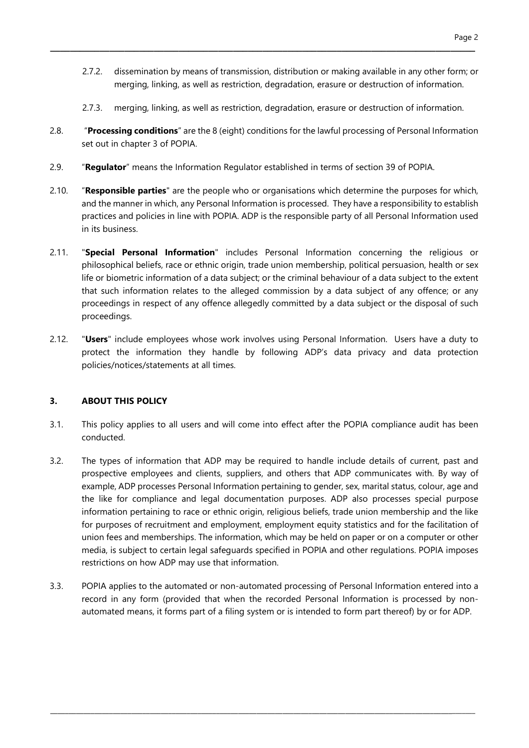2.7.2. dissemination by means of transmission, distribution or making available in any other form; or merging, linking, as well as restriction, degradation, erasure or destruction of information.

2.7.3. merging, linking, as well as restriction, degradation, erasure or destruction of information.

2.8. "**Processing conditions**" are the 8 (eight) conditions for the lawful processing of Personal Information set out in chapter 3 of POPIA.

2.9. "**Regulator**" means the Information Regulator established in terms of section 39 of POPIA.

2.10. "**Responsible parties**" are the people who or organisations which determine the purposes for which, and the manner in which, any Personal Information is processed. They have a responsibility to establish practices and policies in line with POPIA. ADP is the responsible party of all Personal Information used in its business.

2.11. "**Special Personal Information**" includes Personal Information concerning the religious or philosophical beliefs, race or ethnic origin, trade union membership, political persuasion, health or sex life or biometric information of a data subject; or the criminal behaviour of a data subject to the extent that such information relates to the alleged commission by a data subject of any offence; or any proceedings in respect of any offence allegedly committed by a data subject or the disposal of such proceedings.

2.12. "**Users**" include employees whose work involves using Personal Information. Users have a duty to protect the information they handle by following ADP's data privacy and data protection policies/notices/statements at all times.

## 3. ABOUT THIS POLICY

3.1. This policy applies to all users and will come into effect after the POPIA compliance audit has been conducted.

3.2. The types of information that ADP may be required to handle include details of current, past and prospective employees and clients, suppliers, and others that ADP communicates with. By way of example, ADP processes Personal Information pertaining to gender, sex, marital status, colour, age and the like for compliance and legal documentation purposes. ADP also processes special purpose information pertaining to race or ethnic origin, religious beliefs, trade union membership and the like for purposes of recruitment and employment, employment equity statistics and for the facilitation of union fees and memberships. The information, which may be held on paper or on a computer or other media, is subject to certain legal safeguards specified in POPIA and other regulations. POPIA imposes restrictions on how ADP may use that information.

3.3. POPIA applies to the automated or non-automated processing of Personal Information entered into a record in any form (provided that when the recorded Personal Information is processed by non-automated means, it forms part of a filing system or is intended to form part thereof) by or for ADP.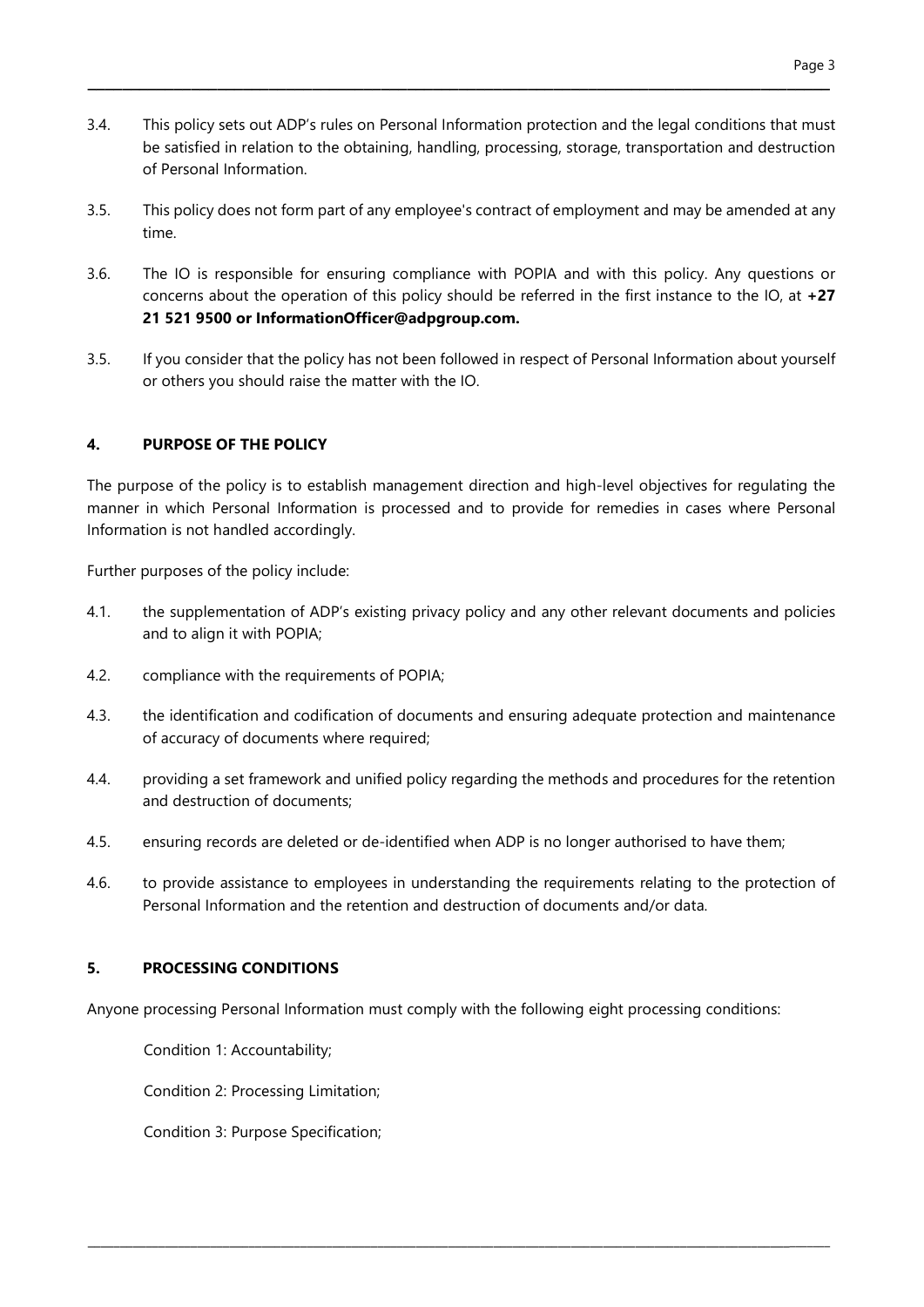3.4. This policy sets out ADP's rules on Personal Information protection and the legal conditions that must be satisfied in relation to the obtaining, handling, processing, storage, transportation and destruction of Personal Information.

3.5. This policy does not form part of any employee's contract of employment and may be amended at any time.

3.6. The IO is responsible for ensuring compliance with POPIA and with this policy. Any questions or concerns about the operation of this policy should be referred in the first instance to the IO, at **+27 21 521 9500 or InformationOfficer@adpgroup.com.**

3.5. If you consider that the policy has not been followed in respect of Personal Information about yourself or others you should raise the matter with the IO.

## 4. PURPOSE OF THE POLICY

The purpose of the policy is to establish management direction and high-level objectives for regulating the manner in which Personal Information is processed and to provide for remedies in cases where Personal Information is not handled accordingly.

Further purposes of the policy include:

4.1. the supplementation of ADP's existing privacy policy and any other relevant documents and policies and to align it with POPIA;

4.2. compliance with the requirements of POPIA;

4.3. the identification and codification of documents and ensuring adequate protection and maintenance of accuracy of documents where required;

4.4. providing a set framework and unified policy regarding the methods and procedures for the retention and destruction of documents;

4.5. ensuring records are deleted or de-identified when ADP is no longer authorised to have them;

4.6. to provide assistance to employees in understanding the requirements relating to the protection of Personal Information and the retention and destruction of documents and/or data.

## 5. PROCESSING CONDITIONS

Anyone processing Personal Information must comply with the following eight processing conditions:

Condition 1: Accountability;

Condition 2: Processing Limitation;

Condition 3: Purpose Specification;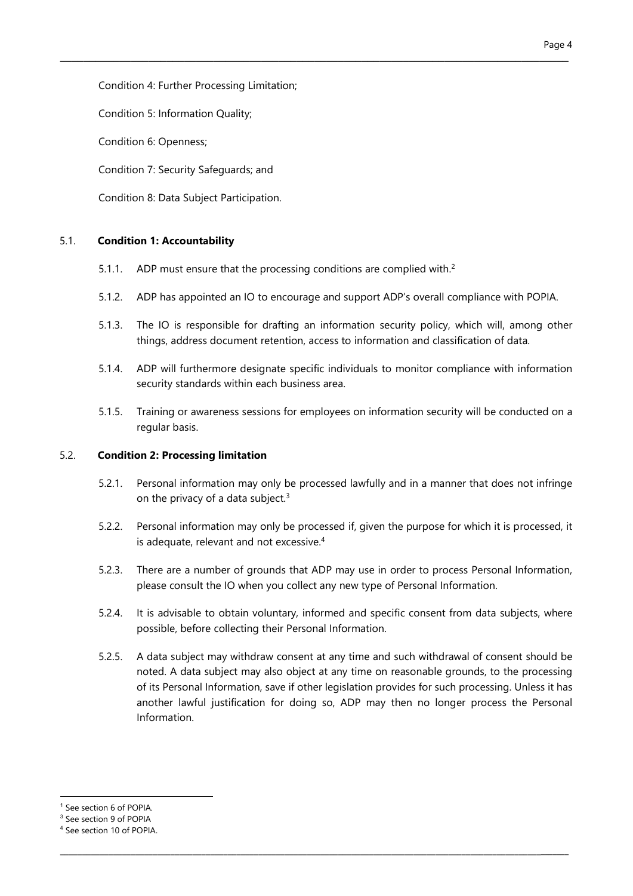Condition 4: Further Processing Limitation;

Condition 5: Information Quality;

Condition 6: Openness;

Condition 7: Security Safeguards; and

Condition 8: Data Subject Participation.

5.1. **Condition 1: Accountability**

5.1.1. ADP must ensure that the processing conditions are complied with.[2]

5.1.2. ADP has appointed an IO to encourage and support ADP's overall compliance with POPIA.

5.1.3. The IO is responsible for drafting an information security policy, which will, among other things, address document retention, access to information and classification of data.

5.1.4. ADP will furthermore designate specific individuals to monitor compliance with information security standards within each business area.

5.1.5. Training or awareness sessions for employees on information security will be conducted on a regular basis.

5.2. **Condition 2: Processing limitation**

5.2.1. Personal information may only be processed lawfully and in a manner that does not infringe on the privacy of a data subject.[3]

5.2.2. Personal information may only be processed if, given the purpose for which it is processed, it is adequate, relevant and not excessive.[4]

5.2.3. There are a number of grounds that ADP may use in order to process Personal Information, please consult the IO when you collect any new type of Personal Information.

5.2.4. It is advisable to obtain voluntary, informed and specific consent from data subjects, where possible, before collecting their Personal Information.

5.2.5. A data subject may withdraw consent at any time and such withdrawal of consent should be noted. A data subject may also object at any time on reasonable grounds, to the processing of its Personal Information, save if other legislation provides for such processing. Unless it has another lawful justification for doing so, ADP may then no longer process the Personal Information.

---

[1] See section 6 of POPIA.

[3] See section 9 of POPIA

[4] See section 10 of POPIA.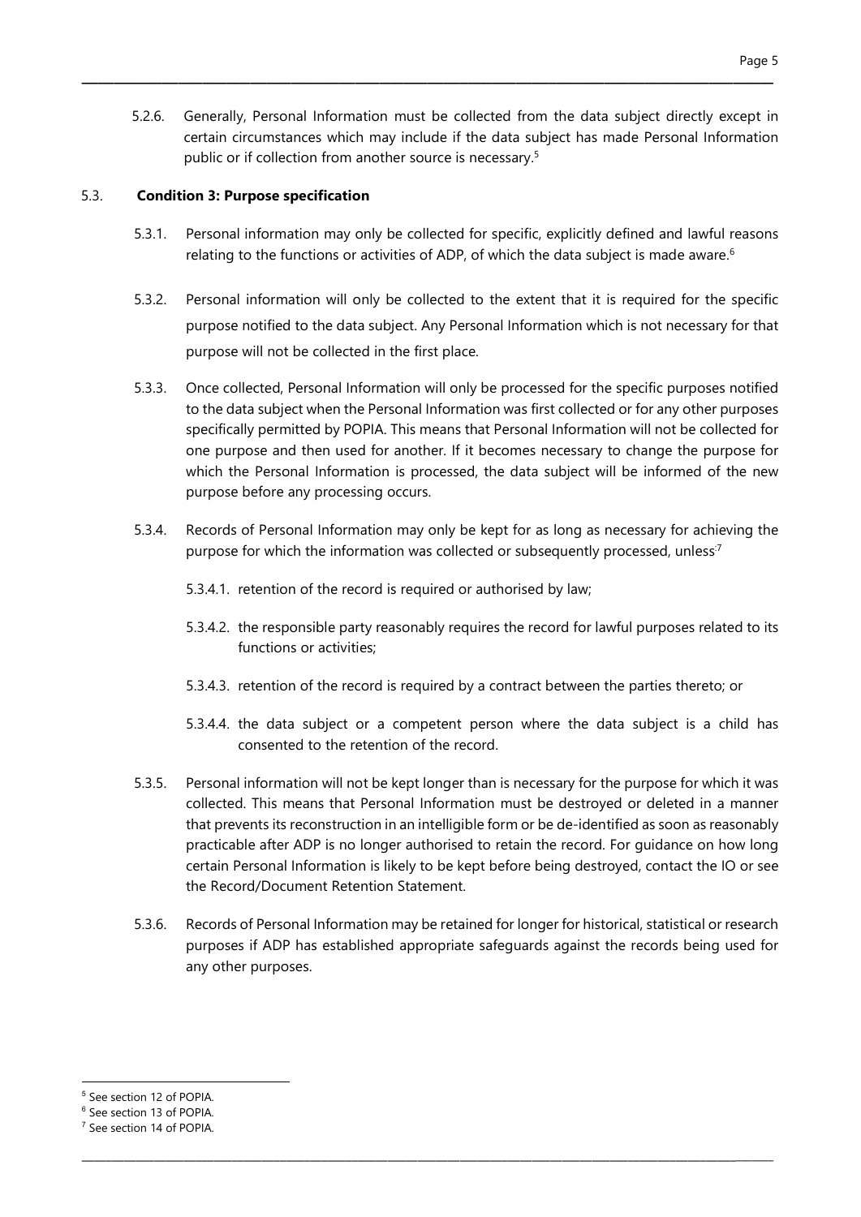5.2.6. Generally, Personal Information must be collected from the data subject directly except in certain circumstances which may include if the data subject has made Personal Information public or if collection from another source is necessary.[5]

## 5.3. **Condition 3: Purpose specification**

5.3.1. Personal information may only be collected for specific, explicitly defined and lawful reasons relating to the functions or activities of ADP, of which the data subject is made aware.[6]

5.3.2. Personal information will only be collected to the extent that it is required for the specific purpose notified to the data subject. Any Personal Information which is not necessary for that purpose will not be collected in the first place.

5.3.3. Once collected, Personal Information will only be processed for the specific purposes notified to the data subject when the Personal Information was first collected or for any other purposes specifically permitted by POPIA. This means that Personal Information will not be collected for one purpose and then used for another. If it becomes necessary to change the purpose for which the Personal Information is processed, the data subject will be informed of the new purpose before any processing occurs.

5.3.4. Records of Personal Information may only be kept for as long as necessary for achieving the purpose for which the information was collected or subsequently processed, unless[7]

5.3.4.1. retention of the record is required or authorised by law;

5.3.4.2. the responsible party reasonably requires the record for lawful purposes related to its functions or activities;

5.3.4.3. retention of the record is required by a contract between the parties thereto; or

5.3.4.4. the data subject or a competent person where the data subject is a child has consented to the retention of the record.

5.3.5. Personal information will not be kept longer than is necessary for the purpose for which it was collected. This means that Personal Information must be destroyed or deleted in a manner that prevents its reconstruction in an intelligible form or be de-identified as soon as reasonably practicable after ADP is no longer authorised to retain the record. For guidance on how long certain Personal Information is likely to be kept before being destroyed, contact the IO or see the Record/Document Retention Statement.

5.3.6. Records of Personal Information may be retained for longer for historical, statistical or research purposes if ADP has established appropriate safeguards against the records being used for any other purposes.

---

[5] See section 12 of POPIA.

[6] See section 13 of POPIA.

[7] See section 14 of POPIA.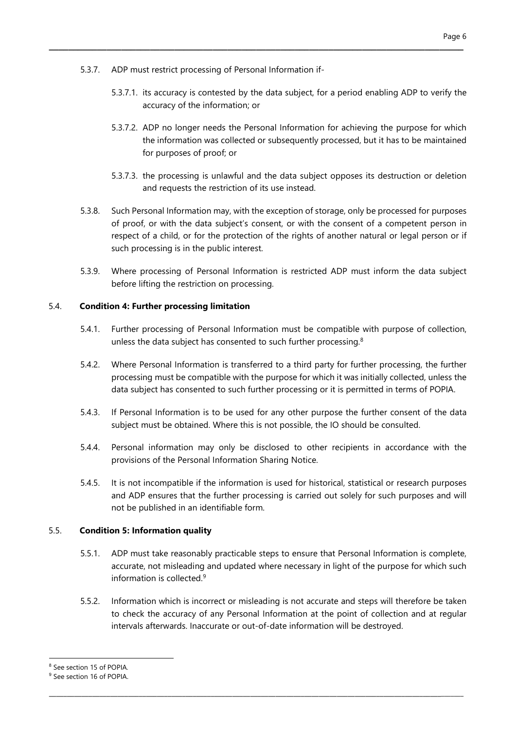5.3.7. ADP must restrict processing of Personal Information if-

5.3.7.1. its accuracy is contested by the data subject, for a period enabling ADP to verify the accuracy of the information; or

5.3.7.2. ADP no longer needs the Personal Information for achieving the purpose for which the information was collected or subsequently processed, but it has to be maintained for purposes of proof; or

5.3.7.3. the processing is unlawful and the data subject opposes its destruction or deletion and requests the restriction of its use instead.

5.3.8. Such Personal Information may, with the exception of storage, only be processed for purposes of proof, or with the data subject's consent, or with the consent of a competent person in respect of a child, or for the protection of the rights of another natural or legal person or if such processing is in the public interest.

5.3.9. Where processing of Personal Information is restricted ADP must inform the data subject before lifting the restriction on processing.

5.4. **Condition 4: Further processing limitation**

5.4.1. Further processing of Personal Information must be compatible with purpose of collection, unless the data subject has consented to such further processing.[8]

5.4.2. Where Personal Information is transferred to a third party for further processing, the further processing must be compatible with the purpose for which it was initially collected, unless the data subject has consented to such further processing or it is permitted in terms of POPIA.

5.4.3. If Personal Information is to be used for any other purpose the further consent of the data subject must be obtained. Where this is not possible, the IO should be consulted.

5.4.4. Personal information may only be disclosed to other recipients in accordance with the provisions of the Personal Information Sharing Notice.

5.4.5. It is not incompatible if the information is used for historical, statistical or research purposes and ADP ensures that the further processing is carried out solely for such purposes and will not be published in an identifiable form.

5.5. **Condition 5: Information quality**

5.5.1. ADP must take reasonably practicable steps to ensure that Personal Information is complete, accurate, not misleading and updated where necessary in light of the purpose for which such information is collected.[9]

5.5.2. Information which is incorrect or misleading is not accurate and steps will therefore be taken to check the accuracy of any Personal Information at the point of collection and at regular intervals afterwards. Inaccurate or out-of-date information will be destroyed.

[8] See section 15 of POPIA.

[9] See section 16 of POPIA.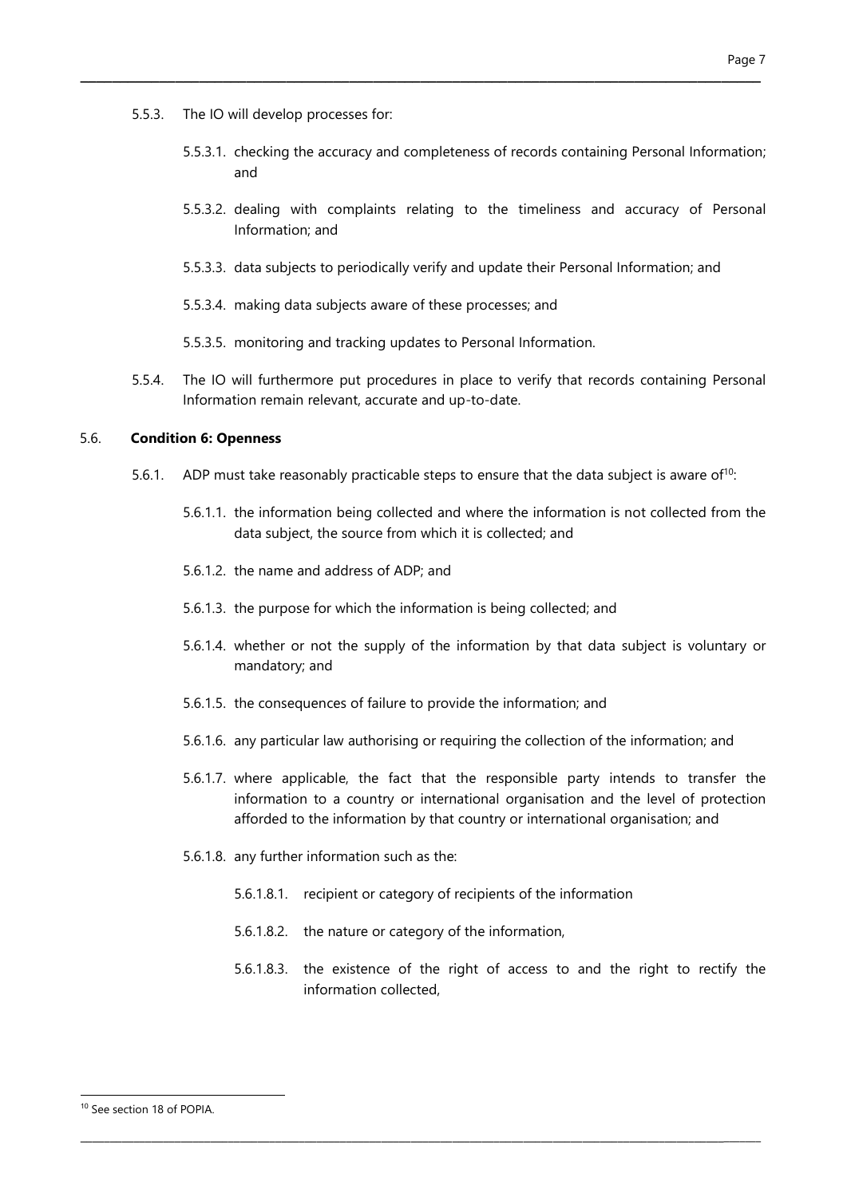5.5.3. The IO will develop processes for:

5.5.3.1. checking the accuracy and completeness of records containing Personal Information; and

5.5.3.2. dealing with complaints relating to the timeliness and accuracy of Personal Information; and

5.5.3.3. data subjects to periodically verify and update their Personal Information; and

5.5.3.4. making data subjects aware of these processes; and

5.5.3.5. monitoring and tracking updates to Personal Information.

5.5.4. The IO will furthermore put procedures in place to verify that records containing Personal Information remain relevant, accurate and up-to-date.

5.6. **Condition 6: Openness**

5.6.1. ADP must take reasonably practicable steps to ensure that the data subject is aware of[10]:

5.6.1.1. the information being collected and where the information is not collected from the data subject, the source from which it is collected; and

5.6.1.2. the name and address of ADP; and

5.6.1.3. the purpose for which the information is being collected; and

5.6.1.4. whether or not the supply of the information by that data subject is voluntary or mandatory; and

5.6.1.5. the consequences of failure to provide the information; and

5.6.1.6. any particular law authorising or requiring the collection of the information; and

5.6.1.7. where applicable, the fact that the responsible party intends to transfer the information to a country or international organisation and the level of protection afforded to the information by that country or international organisation; and

5.6.1.8. any further information such as the:

5.6.1.8.1. recipient or category of recipients of the information

5.6.1.8.2. the nature or category of the information,

5.6.1.8.3. the existence of the right of access to and the right to rectify the information collected,

---

[10] See section 18 of POPIA.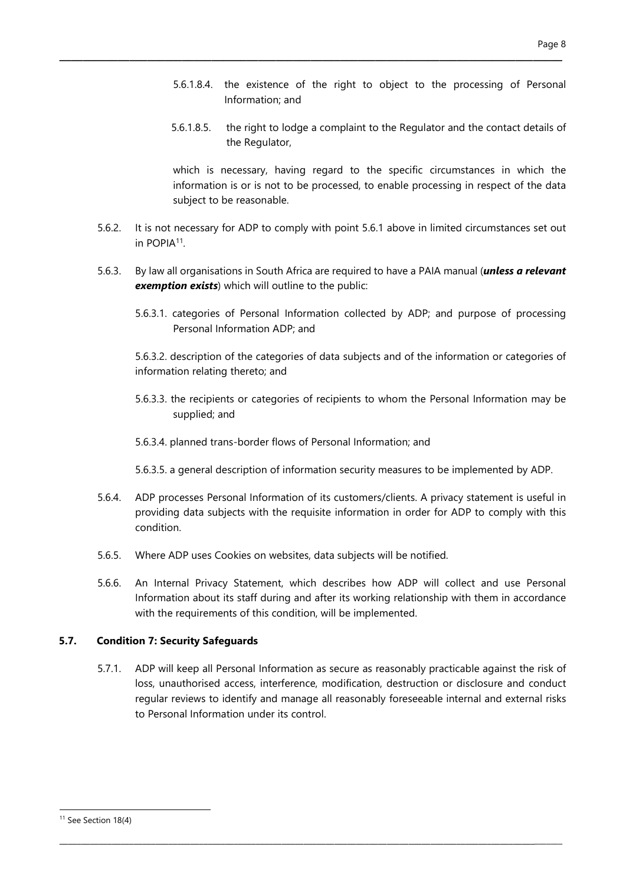5.6.1.8.4. the existence of the right to object to the processing of Personal Information; and

5.6.1.8.5. the right to lodge a complaint to the Regulator and the contact details of the Regulator,

which is necessary, having regard to the specific circumstances in which the information is or is not to be processed, to enable processing in respect of the data subject to be reasonable.

5.6.2. It is not necessary for ADP to comply with point 5.6.1 above in limited circumstances set out in POPIA[11].

5.6.3. By law all organisations in South Africa are required to have a PAIA manual (***unless a relevant exemption exists***) which will outline to the public:

5.6.3.1. categories of Personal Information collected by ADP; and purpose of processing Personal Information ADP; and

5.6.3.2. description of the categories of data subjects and of the information or categories of information relating thereto; and

5.6.3.3. the recipients or categories of recipients to whom the Personal Information may be supplied; and

5.6.3.4. planned trans-border flows of Personal Information; and

5.6.3.5. a general description of information security measures to be implemented by ADP.

5.6.4. ADP processes Personal Information of its customers/clients. A privacy statement is useful in providing data subjects with the requisite information in order for ADP to comply with this condition.

5.6.5. Where ADP uses Cookies on websites, data subjects will be notified.

5.6.6. An Internal Privacy Statement, which describes how ADP will collect and use Personal Information about its staff during and after its working relationship with them in accordance with the requirements of this condition, will be implemented.

### 5.7. Condition 7: Security Safeguards

5.7.1. ADP will keep all Personal Information as secure as reasonably practicable against the risk of loss, unauthorised access, interference, modification, destruction or disclosure and conduct regular reviews to identify and manage all reasonably foreseeable internal and external risks to Personal Information under its control.

[11] See Section 18(4)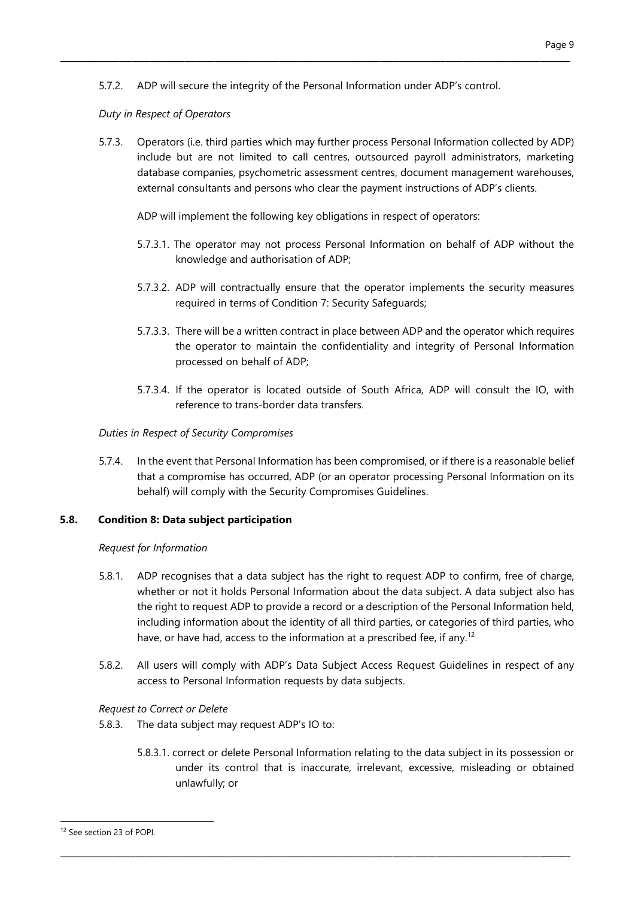5.7.2. ADP will secure the integrity of the Personal Information under ADP's control.

*Duty in Respect of Operators*

5.7.3. Operators (i.e. third parties which may further process Personal Information collected by ADP) include but are not limited to call centres, outsourced payroll administrators, marketing database companies, psychometric assessment centres, document management warehouses, external consultants and persons who clear the payment instructions of ADP's clients.

ADP will implement the following key obligations in respect of operators:

5.7.3.1. The operator may not process Personal Information on behalf of ADP without the knowledge and authorisation of ADP;

5.7.3.2. ADP will contractually ensure that the operator implements the security measures required in terms of Condition 7: Security Safeguards;

5.7.3.3. There will be a written contract in place between ADP and the operator which requires the operator to maintain the confidentiality and integrity of Personal Information processed on behalf of ADP;

5.7.3.4. If the operator is located outside of South Africa, ADP will consult the IO, with reference to trans-border data transfers.

*Duties in Respect of Security Compromises*

5.7.4. In the event that Personal Information has been compromised, or if there is a reasonable belief that a compromise has occurred, ADP (or an operator processing Personal Information on its behalf) will comply with the Security Compromises Guidelines.

### 5.8. Condition 8: Data subject participation

*Request for Information*

5.8.1. ADP recognises that a data subject has the right to request ADP to confirm, free of charge, whether or not it holds Personal Information about the data subject. A data subject also has the right to request ADP to provide a record or a description of the Personal Information held, including information about the identity of all third parties, or categories of third parties, who have, or have had, access to the information at a prescribed fee, if any.[12]

5.8.2. All users will comply with ADP's Data Subject Access Request Guidelines in respect of any access to Personal Information requests by data subjects.

*Request to Correct or Delete*

5.8.3. The data subject may request ADP's IO to:

5.8.3.1. correct or delete Personal Information relating to the data subject in its possession or under its control that is inaccurate, irrelevant, excessive, misleading or obtained unlawfully; or

---

[12] See section 23 of POPI.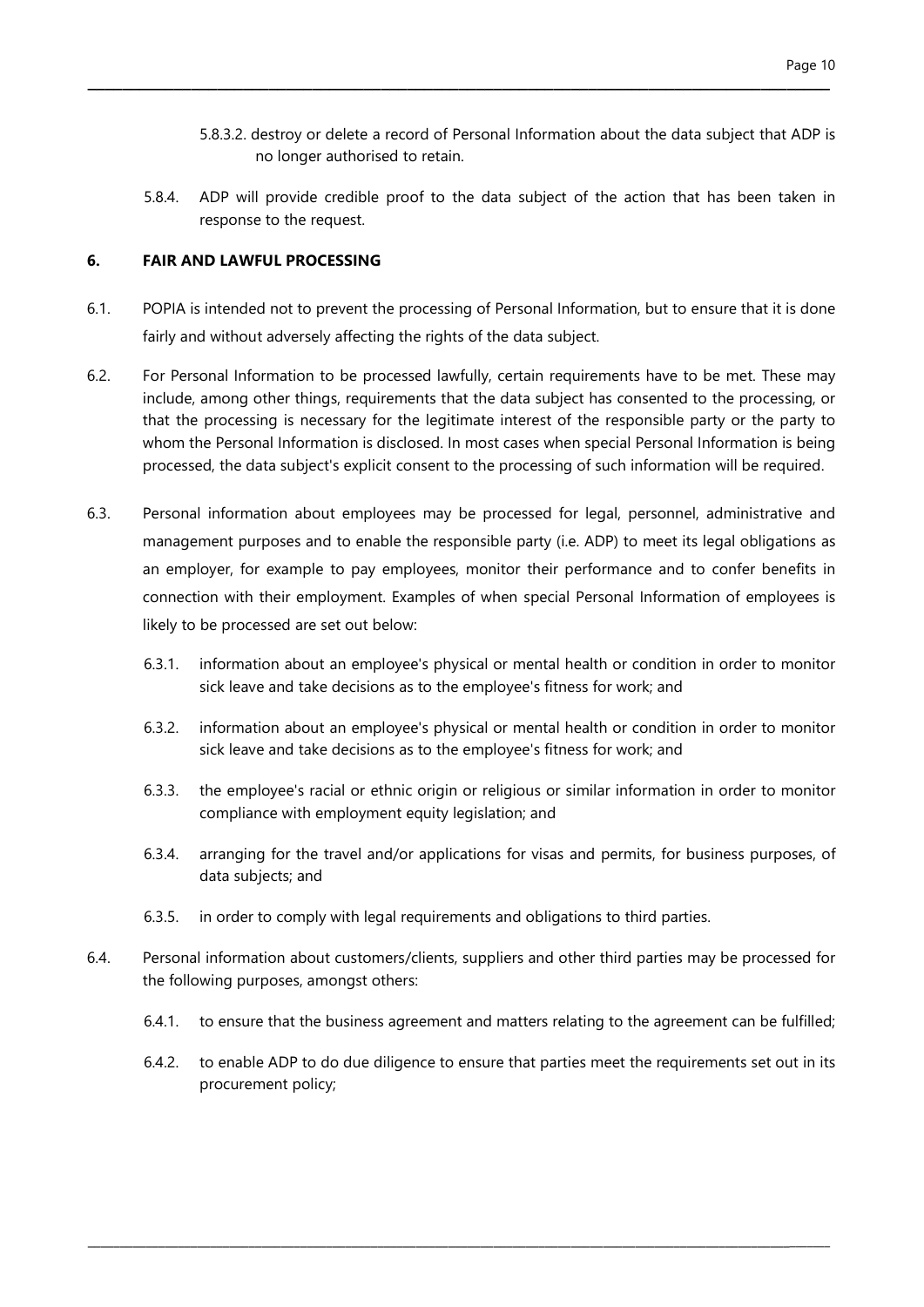5.8.3.2. destroy or delete a record of Personal Information about the data subject that ADP is no longer authorised to retain.

5.8.4. ADP will provide credible proof to the data subject of the action that has been taken in response to the request.

## 6. FAIR AND LAWFUL PROCESSING

6.1. POPIA is intended not to prevent the processing of Personal Information, but to ensure that it is done fairly and without adversely affecting the rights of the data subject.

6.2. For Personal Information to be processed lawfully, certain requirements have to be met. These may include, among other things, requirements that the data subject has consented to the processing, or that the processing is necessary for the legitimate interest of the responsible party or the party to whom the Personal Information is disclosed. In most cases when special Personal Information is being processed, the data subject's explicit consent to the processing of such information will be required.

6.3. Personal information about employees may be processed for legal, personnel, administrative and management purposes and to enable the responsible party (i.e. ADP) to meet its legal obligations as an employer, for example to pay employees, monitor their performance and to confer benefits in connection with their employment. Examples of when special Personal Information of employees is likely to be processed are set out below:

6.3.1. information about an employee's physical or mental health or condition in order to monitor sick leave and take decisions as to the employee's fitness for work; and

6.3.2. information about an employee's physical or mental health or condition in order to monitor sick leave and take decisions as to the employee's fitness for work; and

6.3.3. the employee's racial or ethnic origin or religious or similar information in order to monitor compliance with employment equity legislation; and

6.3.4. arranging for the travel and/or applications for visas and permits, for business purposes, of data subjects; and

6.3.5. in order to comply with legal requirements and obligations to third parties.

6.4. Personal information about customers/clients, suppliers and other third parties may be processed for the following purposes, amongst others:

6.4.1. to ensure that the business agreement and matters relating to the agreement can be fulfilled;

6.4.2. to enable ADP to do due diligence to ensure that parties meet the requirements set out in its procurement policy;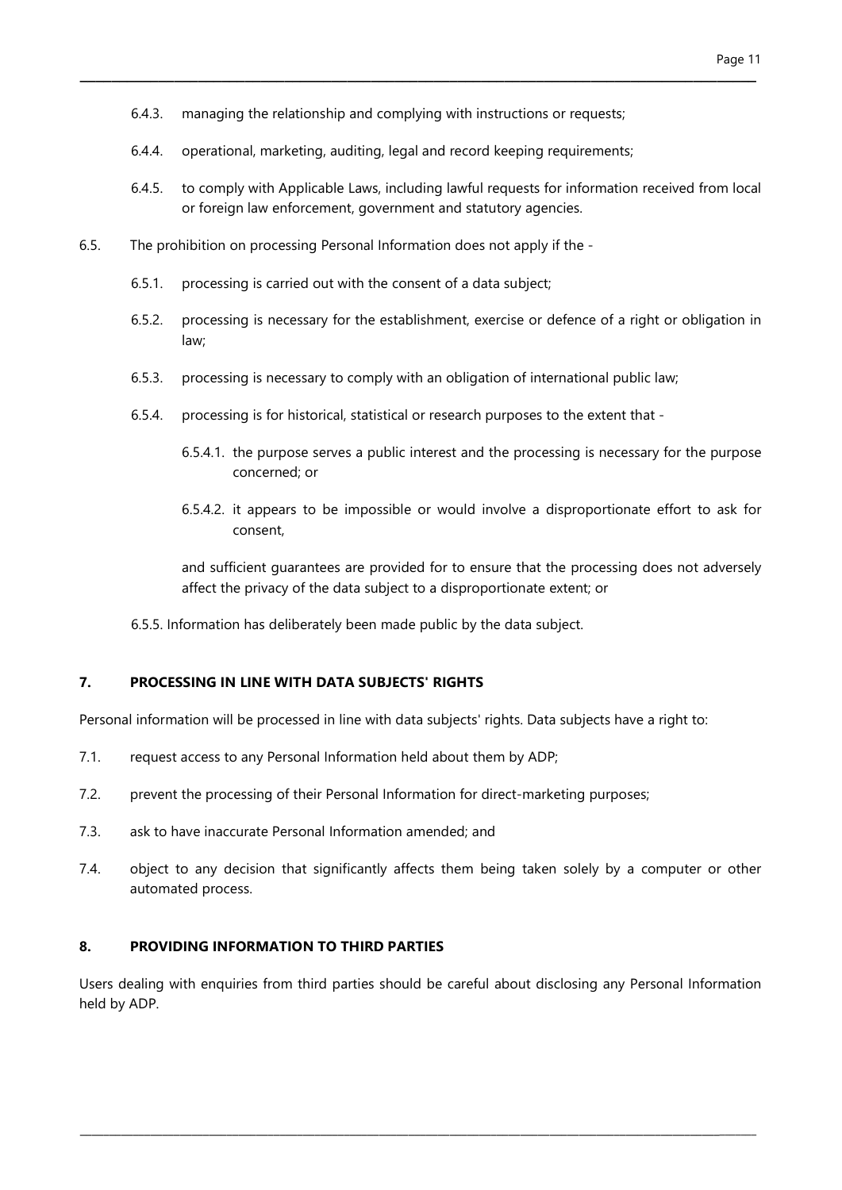6.4.3. managing the relationship and complying with instructions or requests;

6.4.4. operational, marketing, auditing, legal and record keeping requirements;

6.4.5. to comply with Applicable Laws, including lawful requests for information received from local or foreign law enforcement, government and statutory agencies.

6.5. The prohibition on processing Personal Information does not apply if the -

6.5.1. processing is carried out with the consent of a data subject;

6.5.2. processing is necessary for the establishment, exercise or defence of a right or obligation in law;

6.5.3. processing is necessary to comply with an obligation of international public law;

6.5.4. processing is for historical, statistical or research purposes to the extent that -

6.5.4.1. the purpose serves a public interest and the processing is necessary for the purpose concerned; or

6.5.4.2. it appears to be impossible or would involve a disproportionate effort to ask for consent,

and sufficient guarantees are provided for to ensure that the processing does not adversely affect the privacy of the data subject to a disproportionate extent; or

6.5.5. Information has deliberately been made public by the data subject.

## 7. PROCESSING IN LINE WITH DATA SUBJECTS' RIGHTS

Personal information will be processed in line with data subjects' rights. Data subjects have a right to:

7.1. request access to any Personal Information held about them by ADP;

7.2. prevent the processing of their Personal Information for direct-marketing purposes;

7.3. ask to have inaccurate Personal Information amended; and

7.4. object to any decision that significantly affects them being taken solely by a computer or other automated process.

## 8. PROVIDING INFORMATION TO THIRD PARTIES

Users dealing with enquiries from third parties should be careful about disclosing any Personal Information held by ADP.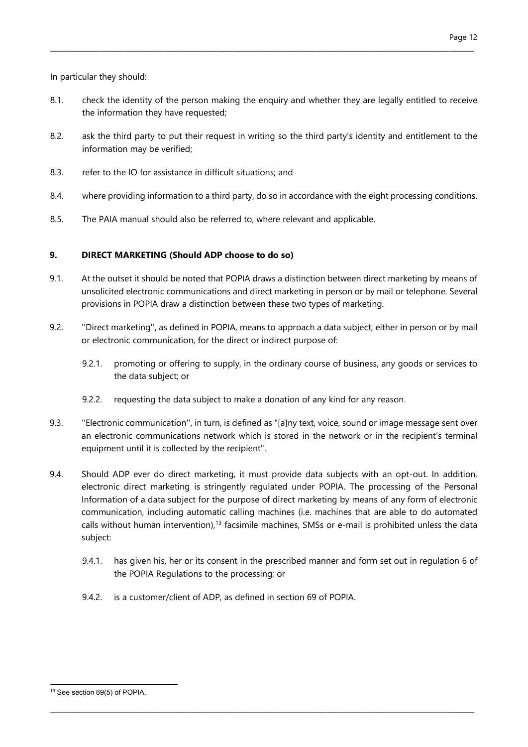In particular they should:

8.1. check the identity of the person making the enquiry and whether they are legally entitled to receive the information they have requested;

8.2. ask the third party to put their request in writing so the third party's identity and entitlement to the information may be verified;

8.3. refer to the IO for assistance in difficult situations; and

8.4. where providing information to a third party, do so in accordance with the eight processing conditions.

8.5. The PAIA manual should also be referred to, where relevant and applicable.

## 9. DIRECT MARKETING (Should ADP choose to do so)

9.1. At the outset it should be noted that POPIA draws a distinction between direct marketing by means of unsolicited electronic communications and direct marketing in person or by mail or telephone. Several provisions in POPIA draw a distinction between these two types of marketing.

9.2. ''Direct marketing'', as defined in POPIA, means to approach a data subject, either in person or by mail or electronic communication, for the direct or indirect purpose of:

   9.2.1. promoting or offering to supply, in the ordinary course of business, any goods or services to the data subject; or

   9.2.2. requesting the data subject to make a donation of any kind for any reason.

9.3. ''Electronic communication'', in turn, is defined as "[a]ny text, voice, sound or image message sent over an electronic communications network which is stored in the network or in the recipient's terminal equipment until it is collected by the recipient".

9.4. Should ADP ever do direct marketing, it must provide data subjects with an opt-out. In addition, electronic direct marketing is stringently regulated under POPIA. The processing of the Personal Information of a data subject for the purpose of direct marketing by means of any form of electronic communication, including automatic calling machines (i.e. machines that are able to do automated calls without human intervention),[13] facsimile machines, SMSs or e-mail is prohibited unless the data subject:

   9.4.1. has given his, her or its consent in the prescribed manner and form set out in regulation 6 of the POPIA Regulations to the processing; or

   9.4.2. is a customer/client of ADP, as defined in section 69 of POPIA.

[13] See section 69(5) of POPIA.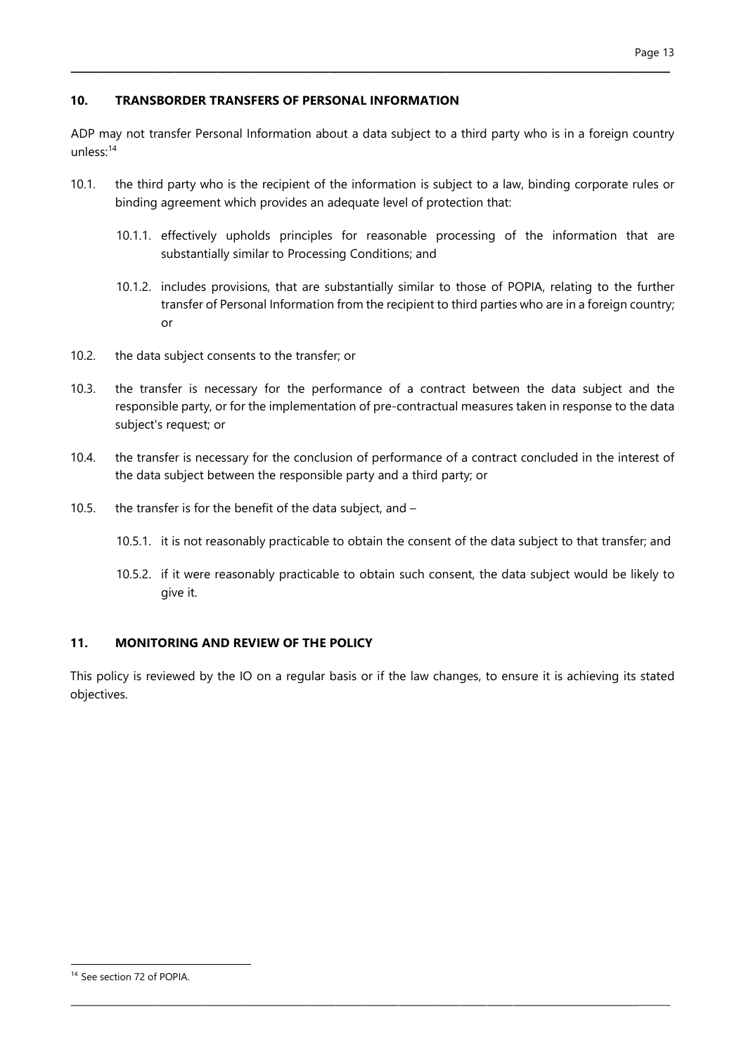## 10. TRANSBORDER TRANSFERS OF PERSONAL INFORMATION

ADP may not transfer Personal Information about a data subject to a third party who is in a foreign country unless:[14]

10.1. the third party who is the recipient of the information is subject to a law, binding corporate rules or binding agreement which provides an adequate level of protection that:

10.1.1. effectively upholds principles for reasonable processing of the information that are substantially similar to Processing Conditions; and

10.1.2. includes provisions, that are substantially similar to those of POPIA, relating to the further transfer of Personal Information from the recipient to third parties who are in a foreign country; or

10.2. the data subject consents to the transfer; or

10.3. the transfer is necessary for the performance of a contract between the data subject and the responsible party, or for the implementation of pre-contractual measures taken in response to the data subject's request; or

10.4. the transfer is necessary for the conclusion of performance of a contract concluded in the interest of the data subject between the responsible party and a third party; or

10.5. the transfer is for the benefit of the data subject, and –

10.5.1. it is not reasonably practicable to obtain the consent of the data subject to that transfer; and

10.5.2. if it were reasonably practicable to obtain such consent, the data subject would be likely to give it.

## 11. MONITORING AND REVIEW OF THE POLICY

This policy is reviewed by the IO on a regular basis or if the law changes, to ensure it is achieving its stated objectives.

[14] See section 72 of POPIA.